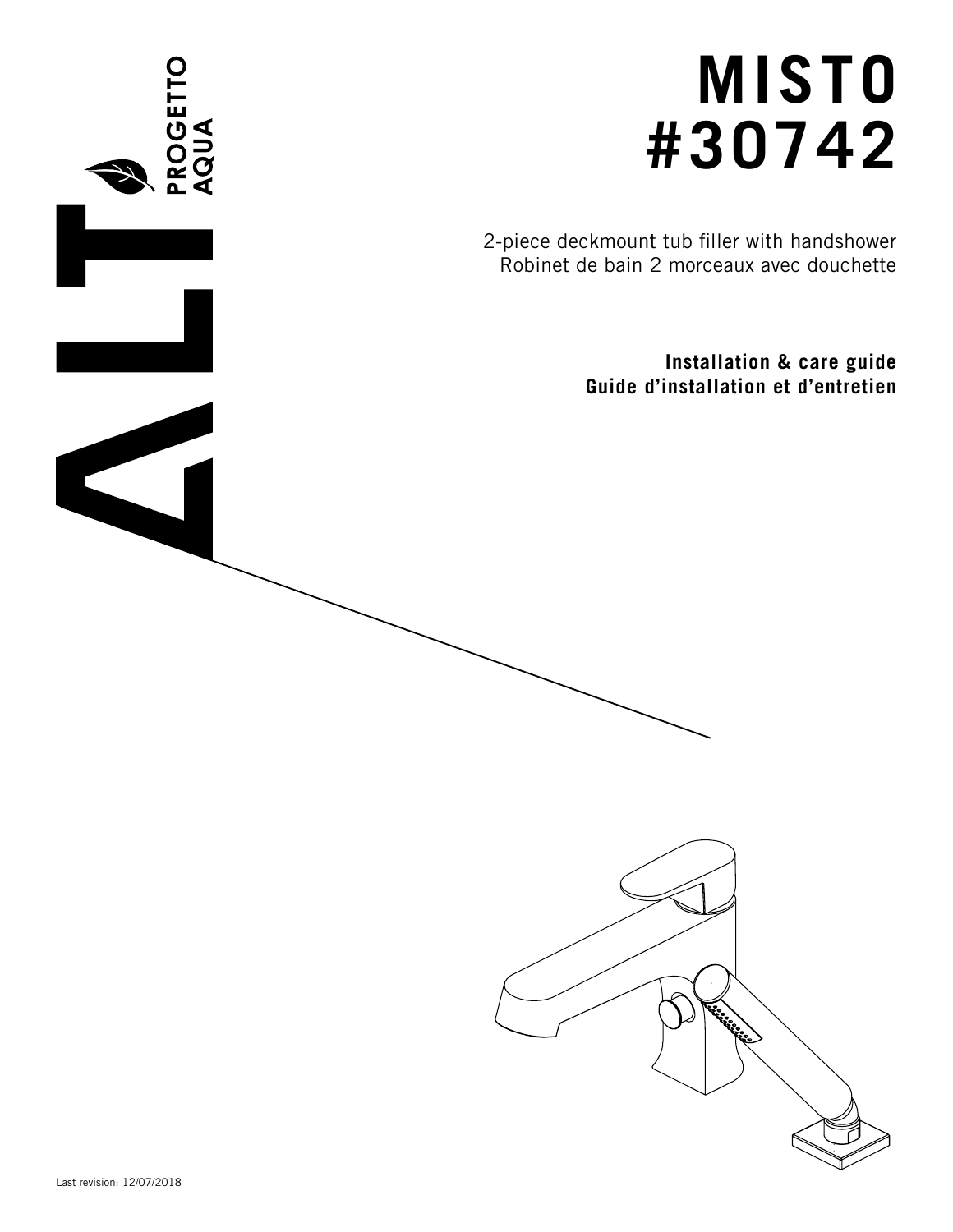ALT PROGETTO AQUA

# MISTO #30742

2-piece deckmount tub filler with handshower
Robinet de bain 2 morceaux avec douchette

**Installation & care guide**
**Guide d'installation et d'entretien**

Last revision: 12/07/2018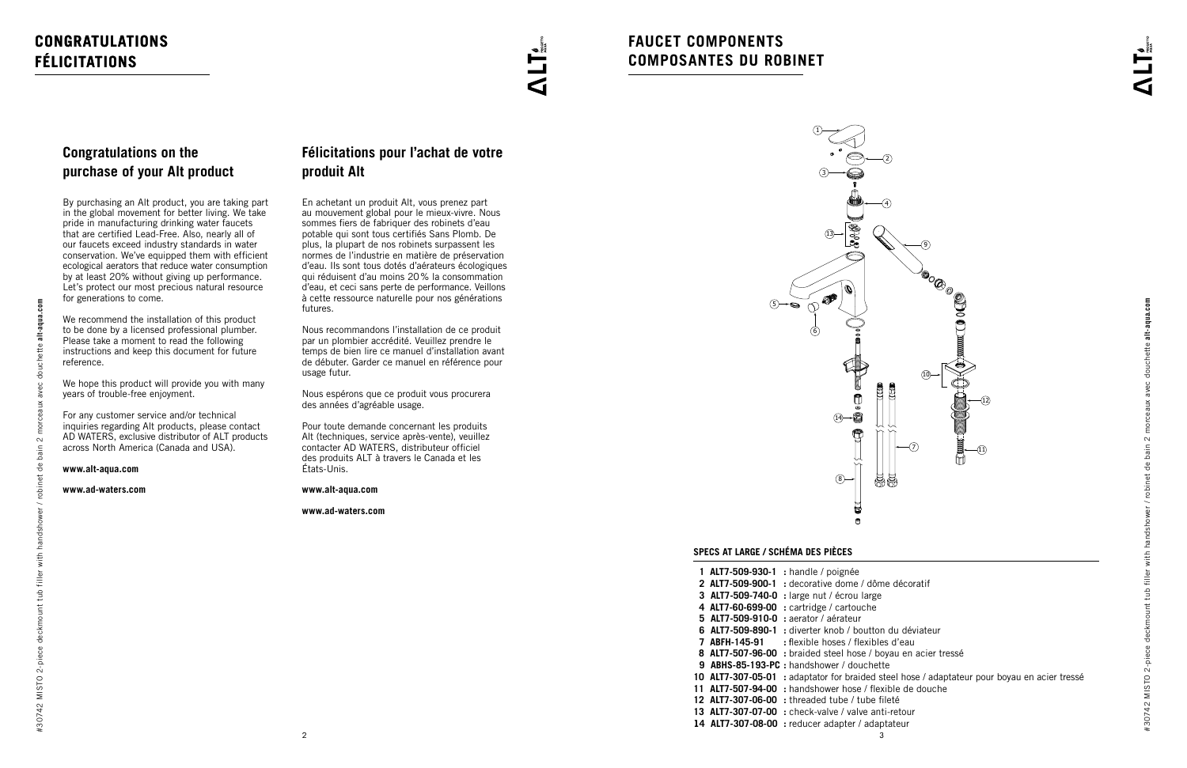## CONGRATULATIONS
## FÉLICITATIONS

### Congratulations on the purchase of your Alt product

By purchasing an Alt product, you are taking part in the global movement for better living. We take pride in manufacturing drinking water faucets that are certified Lead-Free. Also, nearly all of our faucets exceed industry standards in water conservation. We've equipped them with efficient ecological aerators that reduce water consumption by at least 20% without giving up performance. Let's protect our most precious natural resource for generations to come.

We recommend the installation of this product to be done by a licensed professional plumber. Please take a moment to read the following instructions and keep this document for future reference.

We hope this product will provide you with many years of trouble-free enjoyment.

For any customer service and/or technical inquiries regarding Alt products, please contact AD WATERS, exclusive distributor of ALT products across North America (Canada and USA).

**www.alt-aqua.com**

**www.ad-waters.com**

### Félicitations pour l'achat de votre produit Alt

En achetant un produit Alt, vous prenez part au mouvement global pour le mieux-vivre. Nous sommes fiers de fabriquer des robinets d'eau potable qui sont tous certifiés Sans Plomb. De plus, la plupart de nos robinets surpassent les normes de l'industrie en matière de préservation d'eau. Ils sont tous dotés d'aérateurs écologiques qui réduisent d'au moins 20% la consommation d'eau, et ceci sans perte de performance. Veillons à cette ressource naturelle pour nos générations futures.

Nous recommandons l'installation de ce produit par un plombier accrédité. Veuillez prendre le temps de bien lire ce manuel d'installation avant de débuter. Garder ce manuel en référence pour usage futur.

Nous espérons que ce produit vous procurera des années d'agréable usage.

Pour toute demande concernant les produits Alt (techniques, service après-vente), veuillez contacter AD WATERS, distributeur officiel des produits ALT à travers le Canada et les États-Unis.

**www.alt-aqua.com**

**www.ad-waters.com**

## FAUCET COMPONENTS
## COMPOSANTES DU ROBINET

#### SPECS AT LARGE / SCHÉMA DES PIÈCES

1 **ALT7-509-930-1** : handle / poignée
2 **ALT7-509-900-1** : decorative dome / dôme décoratif
3 **ALT7-509-740-0** : large nut / écrou large
4 **ALT7-60-699-00** : cartridge / cartouche
5 **ALT7-509-910-0** : aerator / aérateur
6 **ALT7-509-890-1** : diverter knob / boutton du déviateur
7 **ABFH-145-91** : flexible hoses / flexibles d'eau
8 **ALT7-507-96-00** : braided steel hose / boyau en acier tressé
9 **ABHS-85-193-PC** : handshower / douchette
10 **ALT7-307-05-01** : adaptator for braided steel hose / adaptateur pour boyau en acier tressé
11 **ALT7-507-94-00** : handshower hose / flexible de douche
12 **ALT7-307-06-00** : threaded tube / tube fileté
13 **ALT7-307-07-00** : check-valve / valve anti-retour
14 **ALT7-307-08-00** : reducer adapter / adaptateur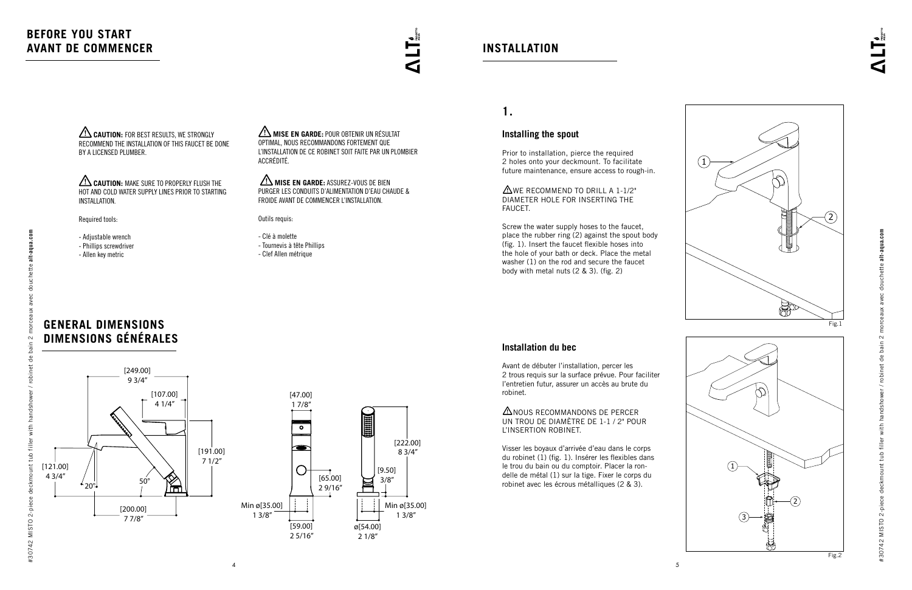## BEFORE YOU START
## AVANT DE COMMENCER

⚠ **CAUTION:** FOR BEST RESULTS, WE STRONGLY RECOMMEND THE INSTALLATION OF THIS FAUCET BE DONE BY A LICENSED PLUMBER.

⚠ **CAUTION:** MAKE SURE TO PROPERLY FLUSH THE HOT AND COLD WATER SUPPLY LINES PRIOR TO STARTING INSTALLATION.

Required tools:

- Adjustable wrench
- Phillips screwdriver
- Allen key metric

⚠ **MISE EN GARDE:** POUR OBTENIR UN RÉSULTAT OPTIMAL, NOUS RECOMMANDONS FORTEMENT QUE L'INSTALLATION DE CE ROBINET SOIT FAITE PAR UN PLOMBIER ACCRÉDITÉ.

⚠ **MISE EN GARDE:** ASSUREZ-VOUS DE BIEN PURGER LES CONDUITS D'ALIMENTATION D'EAU CHAUDE & FROIDE AVANT DE COMMENCER L'INSTALLATION.

Outils requis:

- Clé à molette
- Tournevis à tête Phillips
- Clef Allen métrique

## GENERAL DIMENSIONS
## DIMENSIONS GÉNÉRALES

[249.00] 9 3/4″
[107.00] 4 1/4″
[191.00] 7 1/2″
[121.00] 4 3/4″
20°
50°
[200.00] 7 7/8″

[47.00] 1 7/8″
[65.00] 2 9/16″
Min ø[35.00] 1 3/8″
[59.00] 2 5/16″

[222.00] 8 3/4″
[9.50] 3/8″
Min ø[35.00] 1 3/8″
ø[54.00] 2 1/8″

## INSTALLATION

### 1.

#### Installing the spout

Prior to installation, pierce the required 2 holes onto your deckmount. To facilitate future maintenance, ensure access to rough-in.

⚠WE RECOMMEND TO DRILL A 1-1/2" DIAMETER HOLE FOR INSERTING THE FAUCET.

Screw the water supply hoses to the faucet, place the rubber ring (2) against the spout body (fig. 1). Insert the faucet flexible hoses into the hole of your bath or deck. Place the metal washer (1) on the rod and secure the faucet body with metal nuts (2 & 3). (fig. 2)

Fig.1

#### Installation du bec

Avant de débuter l'installation, percer les 2 trous requis sur la surface prévue. Pour faciliter l'entretien futur, assurer un accès au brute du robinet.

⚠NOUS RECOMMANDONS DE PERCER UN TROU DE DIAMÈTRE DE 1-1 / 2" POUR L'INSERTION ROBINET.

Visser les boyaux d'arrivée d'eau dans le corps du robinet (1) (fig. 1). Insérer les flexibles dans le trou du bain ou du comptoir. Placer la rondelle de métal (1) sur la tige. Fixer le corps du robinet avec les écrous métalliques (2 & 3).

Fig.2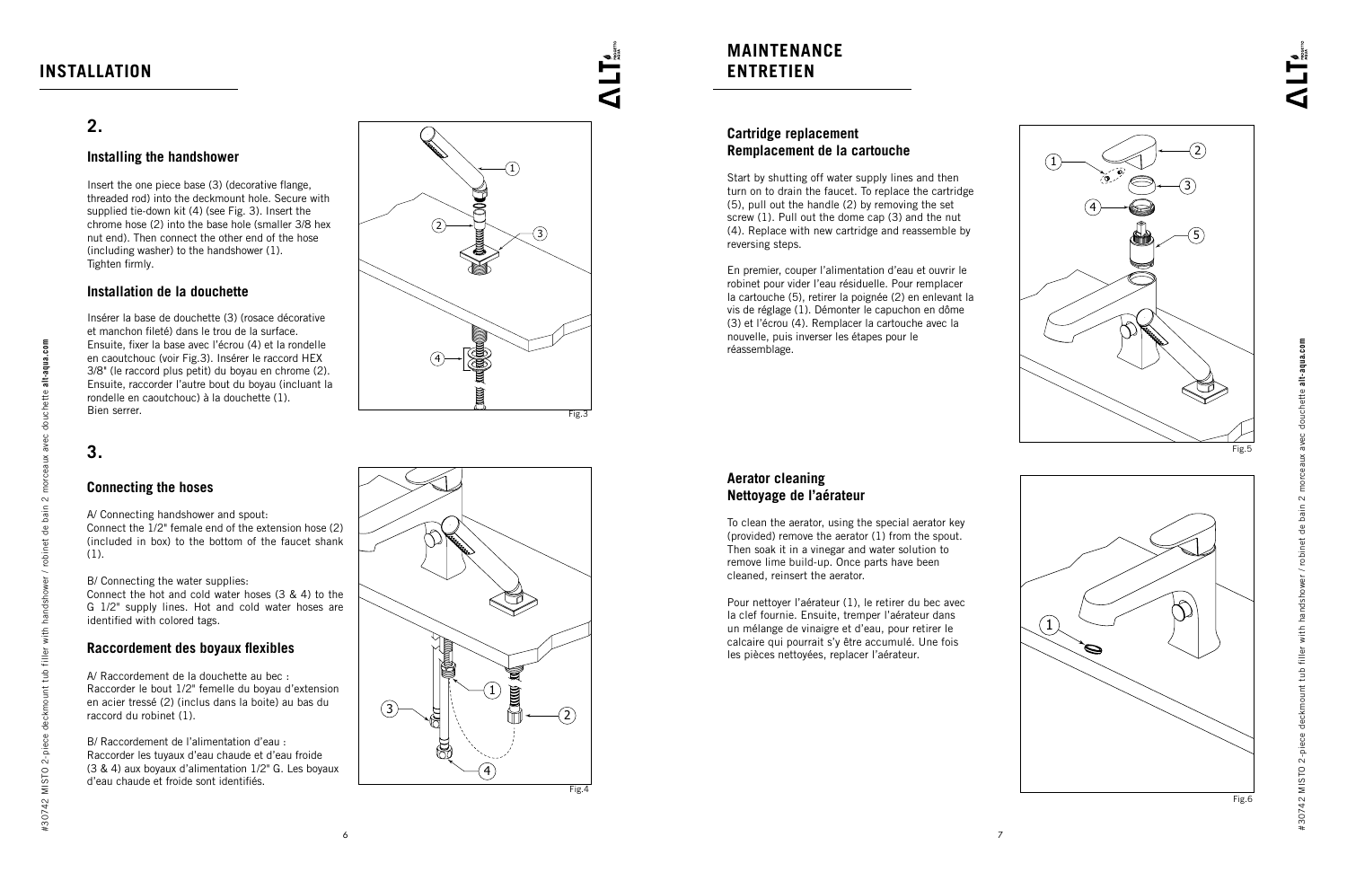## INSTALLATION

### 2.

#### Installing the handshower

Insert the one piece base (3) (decorative flange, threaded rod) into the deckmount hole. Secure with supplied tie-down kit (4) (see Fig. 3). Insert the chrome hose (2) into the base hole (smaller 3/8 hex nut end). Then connect the other end of the hose (including washer) to the handshower (1).
Tighten firmly.

#### Installation de la douchette

Insérer la base de douchette (3) (rosace décorative et manchon fileté) dans le trou de la surface. Ensuite, fixer la base avec l'écrou (4) et la rondelle en caoutchouc (voir Fig.3). Insérer le raccord HEX 3/8" (le raccord plus petit) du boyau en chrome (2). Ensuite, raccorder l'autre bout du boyau (incluant la rondelle en caoutchouc) à la douchette (1).
Bien serrer.

Fig.3

### 3.

#### Connecting the hoses

A/ Connecting handshower and spout:
Connect the 1/2" female end of the extension hose (2) (included in box) to the bottom of the faucet shank (1).

B/ Connecting the water supplies:
Connect the hot and cold water hoses (3 & 4) to the G 1/2" supply lines. Hot and cold water hoses are identified with colored tags.

#### Raccordement des boyaux flexibles

A/ Raccordement de la douchette au bec :
Raccorder le bout 1/2" femelle du boyau d'extension en acier tressé (2) (inclus dans la boite) au bas du raccord du robinet (1).

B/ Raccordement de l'alimentation d'eau :
Raccorder les tuyaux d'eau chaude et d'eau froide (3 & 4) aux boyaux d'alimentation 1/2" G. Les boyaux d'eau chaude et froide sont identifiés.

Fig.4

## MAINTENANCE
## ENTRETIEN

#### Cartridge replacement
#### Remplacement de la cartouche

Start by shutting off water supply lines and then turn on to drain the faucet. To replace the cartridge (5), pull out the handle (2) by removing the set screw (1). Pull out the dome cap (3) and the nut (4). Replace with new cartridge and reassemble by reversing steps.

En premier, couper l'alimentation d'eau et ouvrir le robinet pour vider l'eau résiduelle. Pour remplacer la cartouche (5), retirer la poignée (2) en enlevant la vis de réglage (1). Démonter le capuchon en dôme (3) et l'écrou (4). Remplacer la cartouche avec la nouvelle, puis inverser les étapes pour le réassemblage.

Fig.5

#### Aerator cleaning
#### Nettoyage de l'aérateur

To clean the aerator, using the special aerator key (provided) remove the aerator (1) from the spout. Then soak it in a vinegar and water solution to remove lime build-up. Once parts have been cleaned, reinsert the aerator.

Pour nettoyer l'aérateur (1), le retirer du bec avec la clef fournie. Ensuite, tremper l'aérateur dans un mélange de vinaigre et d'eau, pour retirer le calcaire qui pourrait s'y être accumulé. Une fois les pièces nettoyées, replacer l'aérateur.

Fig.6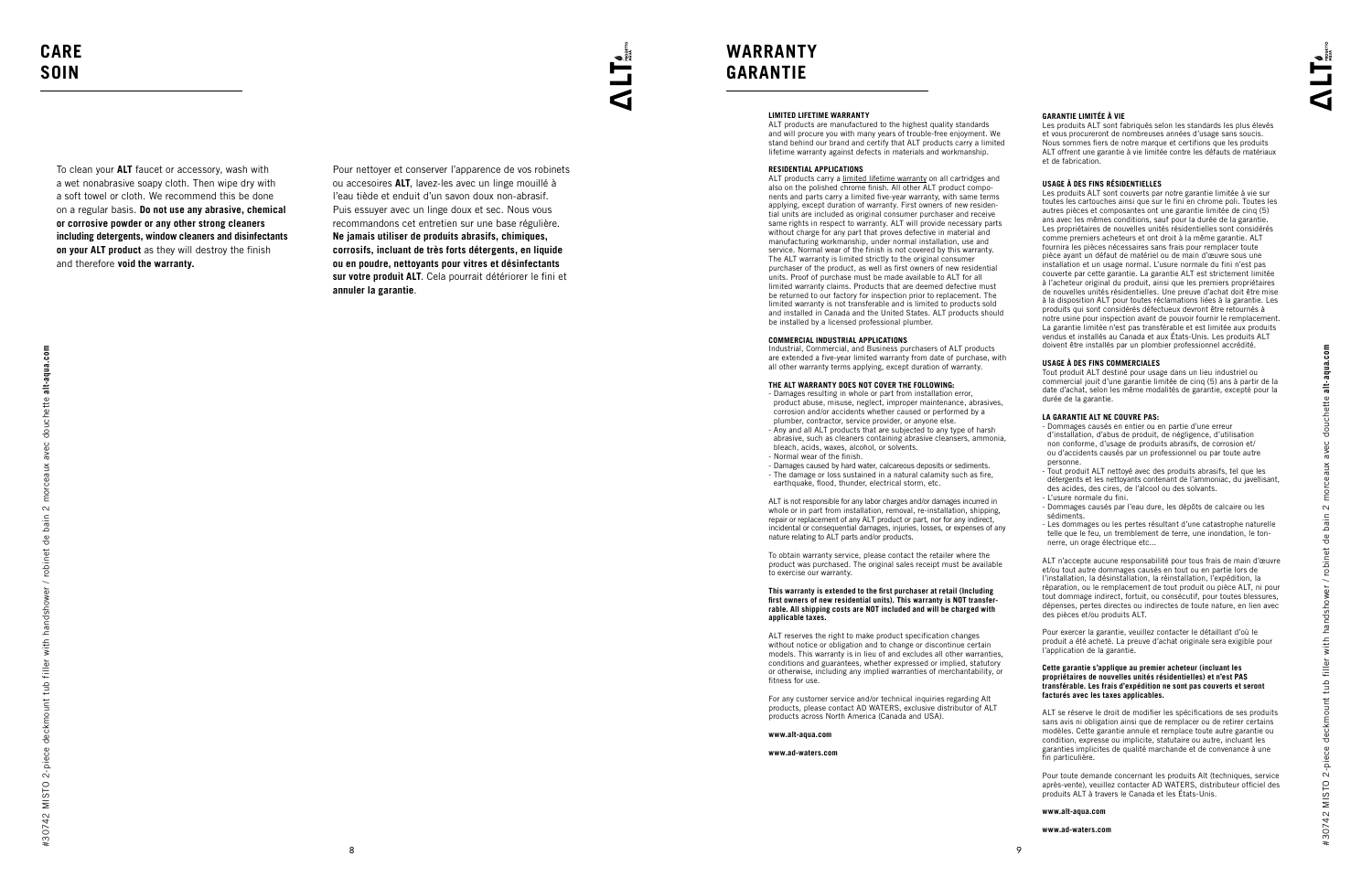# CARE
# SOIN

To clean your **ALT** faucet or accessory, wash with a wet nonabrasive soapy cloth. Then wipe dry with a soft towel or cloth. We recommend this be done on a regular basis. **Do not use any abrasive, chemical or corrosive powder or any other strong cleaners including detergents, window cleaners and disinfectants on your ALT product** as they will destroy the finish and therefore **void the warranty.**

Pour nettoyer et conserver l'apparence de vos robinets ou accesoires **ALT**, lavez-les avec un linge mouillé à l'eau tiède et enduit d'un savon doux non-abrasif. Puis essuyer avec un linge doux et sec. Nous vous recommandons cet entretien sur une base régulière. **Ne jamais utiliser de produits abrasifs, chimiques, corrosifs, incluant de très forts détergents, en liquide ou en poudre, nettoyants pour vitres et désinfectants sur votre produit ALT**. Cela pourrait détériorer le fini et **annuler la garantie**.

# WARRANTY
# GARANTIE

**LIMITED LIFETIME WARRANTY**

ALT products are manufactured to the highest quality standards and will procure you with many years of trouble-free enjoyment. We stand behind our brand and certify that ALT products carry a limited lifetime warranty against defects in materials and workmanship.

**RESIDENTIAL APPLICATIONS**

ALT products carry a limited lifetime warranty on all cartridges and also on the polished chrome finish. All other ALT product components and parts carry a limited five-year warranty, with same terms applying, except duration of warranty. First owners of new residential units are included as original consumer purchaser and receive same rights in respect to warranty. ALT will provide necessary parts without charge for any part that proves defective in material and manufacturing workmanship, under normal installation, use and service. Normal wear of the finish is not covered by this warranty. The ALT warranty is limited strictly to the original consumer purchaser of the product, as well as first owners of new residential units. Proof of purchase must be made available to ALT for all limited warranty claims. Products that are deemed defective must be returned to our factory for inspection prior to replacement. The limited warranty is not transferable and is limited to products sold and installed in Canada and the United States. ALT products should be installed by a licensed professional plumber.

**COMMERCIAL INDUSTRIAL APPLICATIONS**

Industrial, Commercial, and Business purchasers of ALT products are extended a five-year limited warranty from date of purchase, with all other warranty terms applying, except duration of warranty.

**THE ALT WARRANTY DOES NOT COVER THE FOLLOWING:**

- Damages resulting in whole or part from installation error, product abuse, misuse, neglect, improper maintenance, abrasives, corrosion and/or accidents whether caused or performed by a plumber, contractor, service provider, or anyone else.
- Any and all ALT products that are subjected to any type of harsh abrasive, such as cleaners containing abrasive cleansers, ammonia, bleach, acids, waxes, alcohol, or solvents.
- Normal wear of the finish.
- Damages caused by hard water, calcareous deposits or sediments.
- The damage or loss sustained in a natural calamity such as fire, earthquake, flood, thunder, electrical storm, etc.

ALT is not responsible for any labor charges and/or damages incurred in whole or in part from installation, removal, re-installation, shipping, repair or replacement of any ALT product or part, nor for any indirect, incidental or consequential damages, injuries, losses, or expenses of any nature relating to ALT parts and/or products.

To obtain warranty service, please contact the retailer where the product was purchased. The original sales receipt must be available to exercise our warranty.

**This warranty is extended to the first purchaser at retail (Including first owners of new residential units). This warranty is NOT transferable. All shipping costs are NOT included and will be charged with applicable taxes.**

ALT reserves the right to make product specification changes without notice or obligation and to change or discontinue certain models. This warranty is in lieu of and excludes all other warranties, conditions and guarantees, whether expressed or implied, statutory or otherwise, including any implied warranties of merchantability, or fitness for use.

For any customer service and/or technical inquiries regarding Alt products, please contact AD WATERS, exclusive distributor of ALT products across North America (Canada and USA).

**www.alt-aqua.com**

**www.ad-waters.com**

**GARANTIE LIMITÉE À VIE**

Les produits ALT sont fabriqués selon les standards les plus élevés et vous procureront de nombreuses années d'usage sans soucis. Nous sommes fiers de notre marque et certifions que les produits ALT offrent une garantie à vie limitée contre les défauts de matériaux et de fabrication.

**USAGE À DES FINS RÉSIDENTIELLES**

Les produits ALT sont couverts par notre garantie limitée à vie sur toutes les cartouches ainsi que sur le fini en chrome poli. Toutes les autres pièces et composantes ont une garantie limitée de cinq (5) ans avec les mêmes conditions, sauf pour la durée de la garantie. Les propriétaires de nouvelles unités résidentielles sont considérés comme premiers acheteurs et ont droit à la même garantie. ALT fournira les pièces nécessaires sans frais pour remplacer toute pièce ayant un défaut de matériel ou de main d'œuvre sous une installation et un usage normal. L'usure normale du fini n'est pas couverte par cette garantie. La garantie ALT est strictement limitée à l'acheteur original du produit, ainsi que les premiers propriétaires de nouvelles unités résidentielles. Une preuve d'achat doit être mise à la disposition ALT pour toutes réclamations liées à la garantie. Les produits qui sont considérés défectueux devront être retournés à notre usine pour inspection avant de pouvoir fournir le remplacement. La garantie limitée n'est pas transférable et est limitée aux produits vendus et installés au Canada et aux États-Unis. Les produits ALT doivent être installés par un plombier professionnel accrédité.

**USAGE À DES FINS COMMERCIALES**

Tout produit ALT destiné pour usage dans un lieu industriel ou commercial jouit d'une garantie limitée de cinq (5) ans à partir de la date d'achat, selon les même modalités de garantie, excepté pour la durée de la garantie.

**LA GARANTIE ALT NE COUVRE PAS:**

- Dommages causés en entier ou en partie d'une erreur d'installation, d'abus de produit, de négligence, d'utilisation non conforme, d'usage de produits abrasifs, de corrosion et/ ou d'accidents causés par un professionnel ou par toute autre personne.
- Tout produit ALT nettoyé avec des produits abrasifs, tel que les détergents et les nettoyants contenant de l'ammoniac, du javellisant, des acides, des cires, de l'alcool ou des solvants.
- L'usure normale du fini.
- Dommages causés par l'eau dure, les dépôts de calcaire ou les sédiments.
- Les dommages ou les pertes résultant d'une catastrophe naturelle telle que le feu, un tremblement de terre, une inondation, le tonnerre, un orage électrique etc...

ALT n'accepte aucune responsabilité pour tous frais de main d'œuvre et/ou tout autre dommages causés en tout ou en partie lors de l'installation, la désinstallation, la réinstallation, l'expédition, la réparation, ou le remplacement de tout produit ou pièce ALT, ni pour tout dommage indirect, fortuit, ou consécutif, pour toutes blessures, dépenses, pertes directes ou indirectes de toute nature, en lien avec des pièces et/ou produits ALT.

Pour exercer la garantie, veuillez contacter le détaillant d'où le produit a été acheté. La preuve d'achat originale sera exigible pour l'application de la garantie.

**Cette garantie s'applique au premier acheteur (incluant les propriétaires de nouvelles unités résidentielles) et n'est PAS transférable. Les frais d'expédition ne sont pas couverts et seront facturés avec les taxes applicables.**

ALT se réserve le droit de modifier les spécifications de ses produits sans avis ni obligation ainsi que de remplacer ou de retirer certains modèles. Cette garantie annule et remplace toute autre garantie ou condition, expresse ou implicite, statutaire ou autre, incluant les garanties implicites de qualité marchande et de convenance à une fin particulière.

Pour toute demande concernant les produits Alt (techniques, service après-vente), veuillez contacter AD WATERS, distributeur officiel des produits ALT à travers le Canada et les États-Unis.

**www.alt-aqua.com**

**www.ad-waters.com**